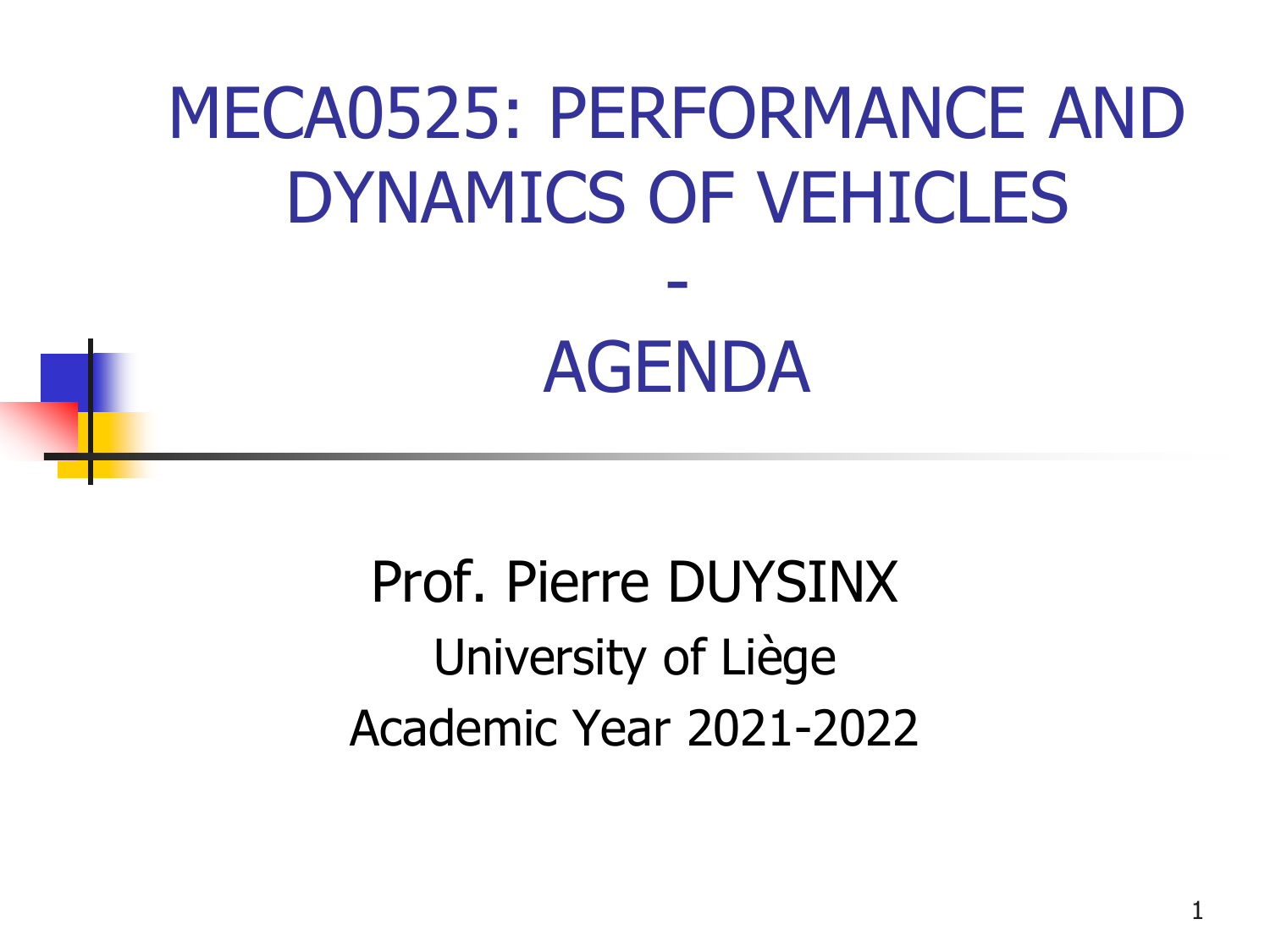# MECA0525: PERFORMANCE AND DYNAMICS OF VEHICLES

-

# AGENDA

Prof. Pierre DUYSINX

University of Liège

Academic Year 2021-2022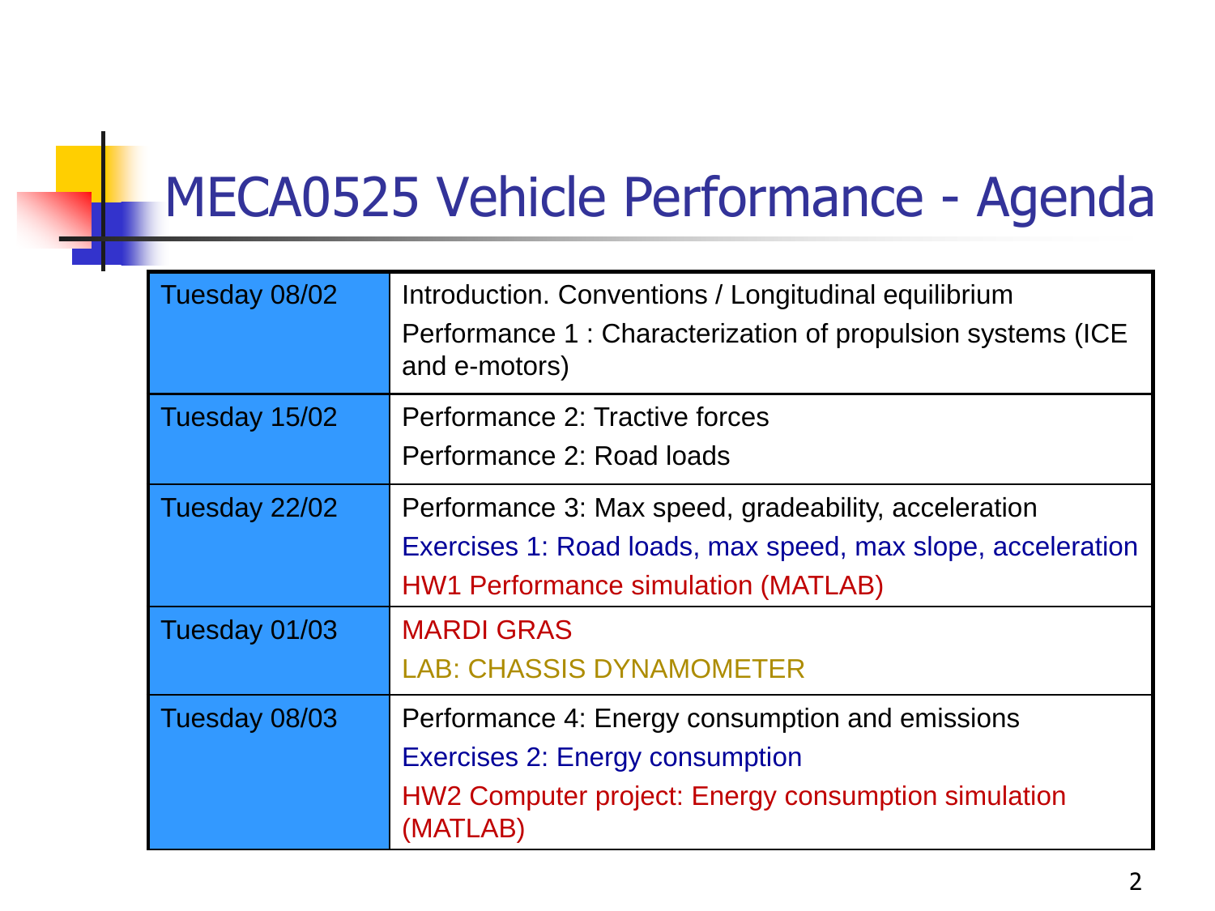# MECA0525 Vehicle Performance - Agenda

| Date | Content |
| --- | --- |
| Tuesday 08/02 | Introduction. Conventions / Longitudinal equilibrium<br>Performance 1 : Characterization of propulsion systems (ICE and e-motors) |
| Tuesday 15/02 | Performance 2: Tractive forces<br>Performance 2: Road loads |
| Tuesday 22/02 | Performance 3: Max speed, gradeability, acceleration<br>Exercises 1: Road loads, max speed, max slope, acceleration<br>HW1 Performance simulation (MATLAB) |
| Tuesday 01/03 | MARDI GRAS<br>LAB: CHASSIS DYNAMOMETER |
| Tuesday 08/03 | Performance 4: Energy consumption and emissions<br>Exercises 2: Energy consumption<br>HW2 Computer project: Energy consumption simulation (MATLAB) |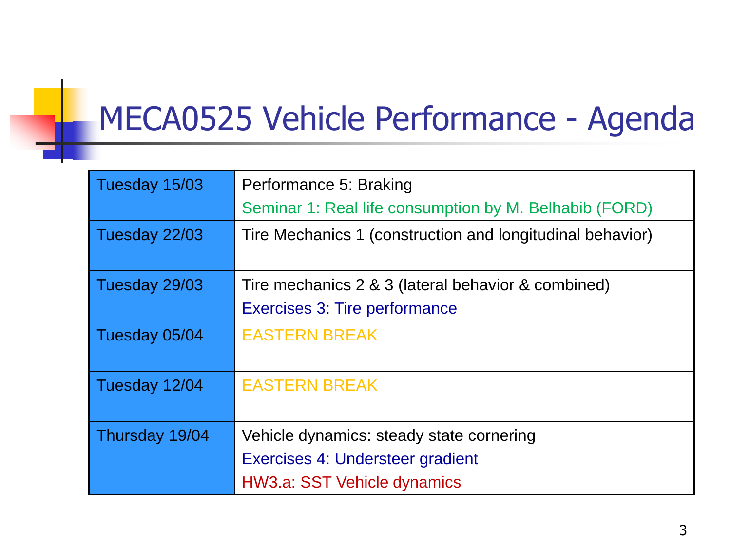# MECA0525 Vehicle Performance - Agenda

| | |
|---|---|
| Tuesday 15/03 | Performance 5: Braking<br>Seminar 1: Real life consumption by M. Belhabib (FORD) |
| Tuesday 22/03 | Tire Mechanics 1 (construction and longitudinal behavior) |
| Tuesday 29/03 | Tire mechanics 2 & 3 (lateral behavior & combined)<br>Exercises 3: Tire performance |
| Tuesday 05/04 | EASTERN BREAK |
| Tuesday 12/04 | EASTERN BREAK |
| Thursday 19/04 | Vehicle dynamics: steady state cornering<br>Exercises 4: Understeer gradient<br>HW3.a: SST Vehicle dynamics |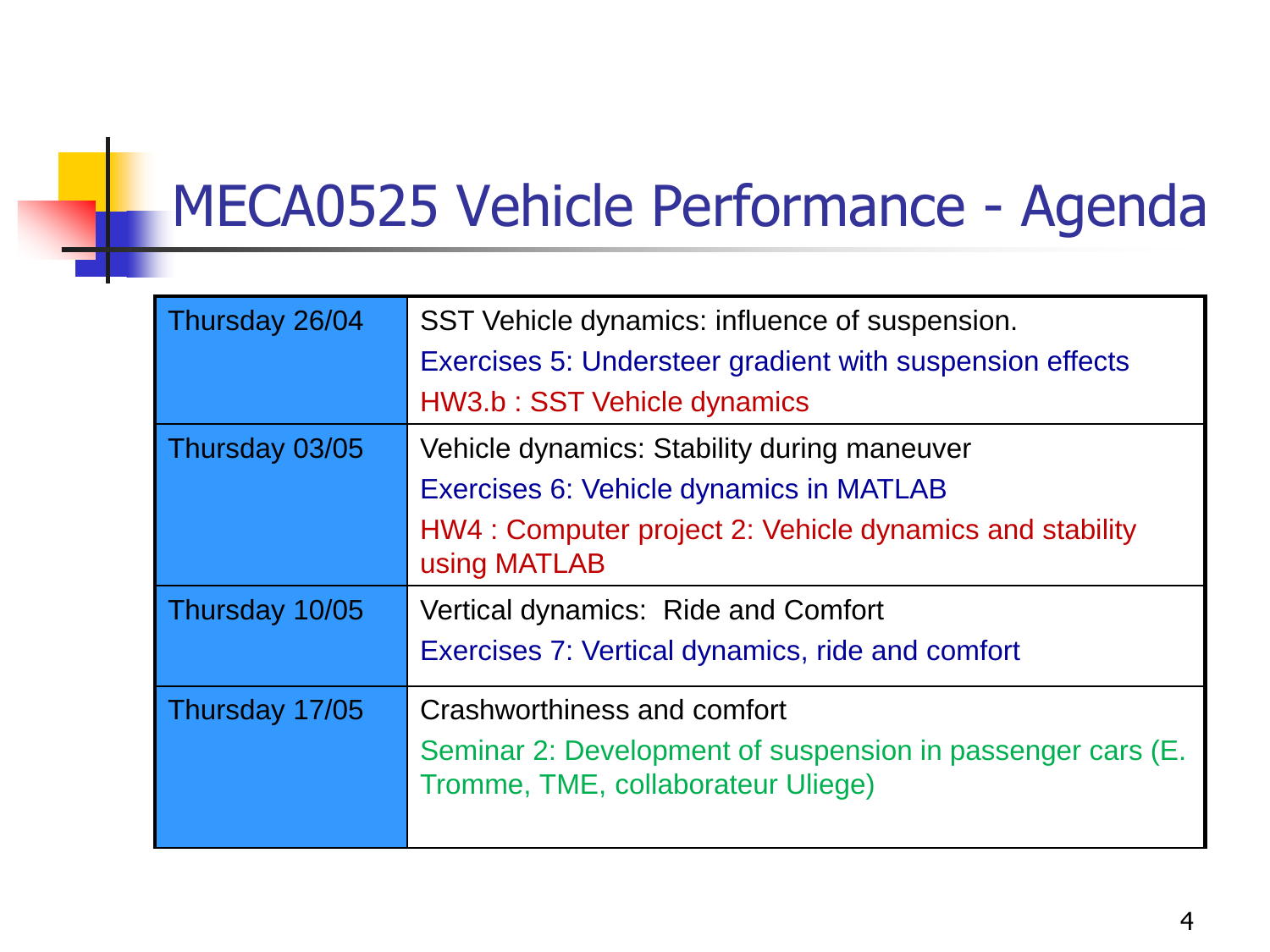# MECA0525 Vehicle Performance - Agenda

| | |
|---|---|
| Thursday 26/04 | SST Vehicle dynamics: influence of suspension.<br>Exercises 5: Understeer gradient with suspension effects<br>HW3.b : SST Vehicle dynamics |
| Thursday 03/05 | Vehicle dynamics: Stability during maneuver<br>Exercises 6: Vehicle dynamics in MATLAB<br>HW4 : Computer project 2: Vehicle dynamics and stability using MATLAB |
| Thursday 10/05 | Vertical dynamics: Ride and Comfort<br>Exercises 7: Vertical dynamics, ride and comfort |
| Thursday 17/05 | Crashworthiness and comfort<br>Seminar 2: Development of suspension in passenger cars (E. Tromme, TME, collaborateur Uliege) |